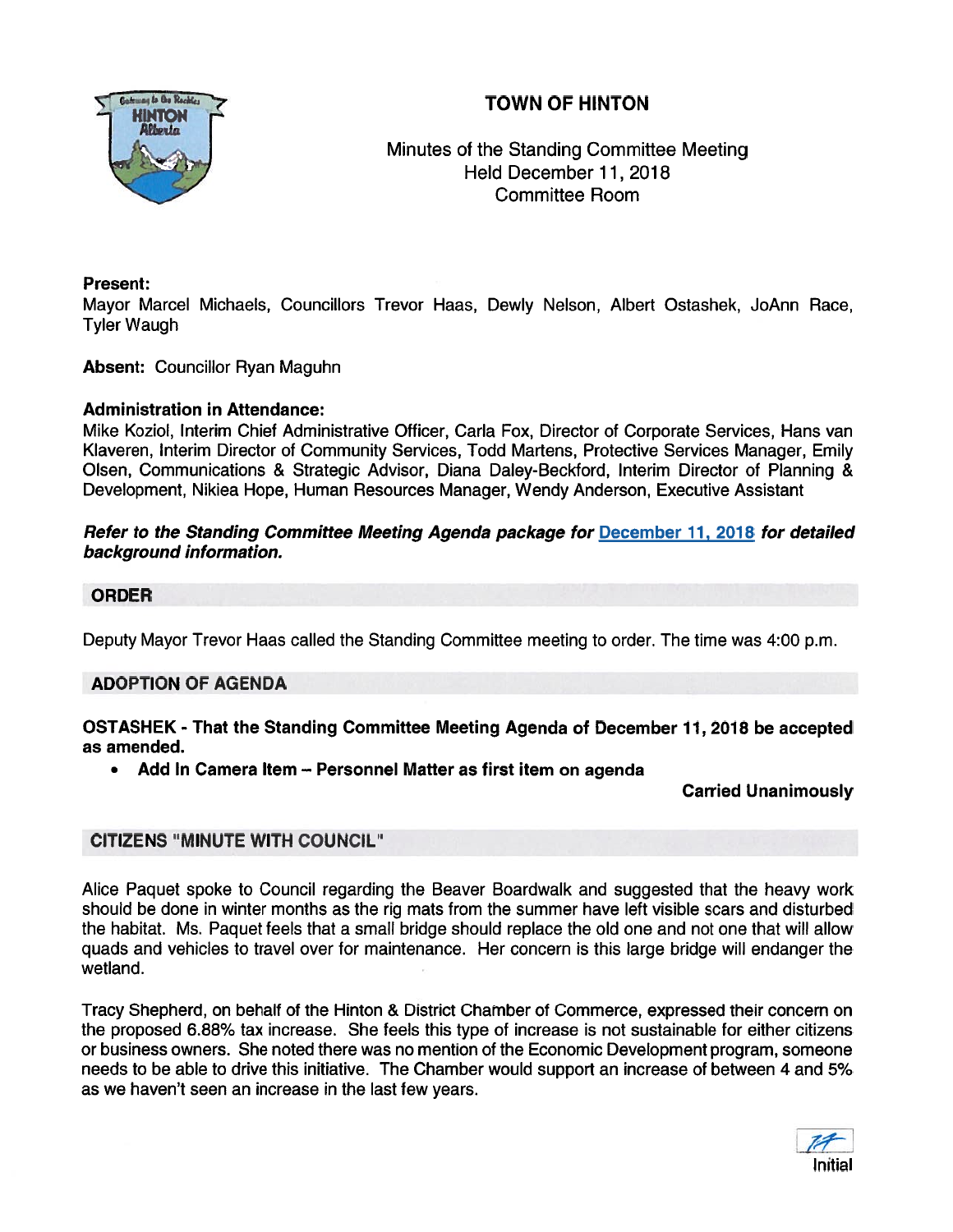# TOWN OF HINTON

Minutes of the Standing Committee Meeting
Held December 11, 2018
Committee Room

**Present:**
Mayor Marcel Michaels, Councillors Trevor Haas, Dewly Nelson, Albert Ostashek, JoAnn Race, Tyler Waugh

**Absent:** Councillor Ryan Maguhn

**Administration in Attendance:**
Mike Koziol, Interim Chief Administrative Officer, Carla Fox, Director of Corporate Services, Hans van Klaveren, Interim Director of Community Services, Todd Martens, Protective Services Manager, Emily Olsen, Communications & Strategic Advisor, Diana Daley-Beckford, Interim Director of Planning & Development, Nikiea Hope, Human Resources Manager, Wendy Anderson, Executive Assistant

***Refer to the Standing Committee Meeting Agenda package for December 11, 2018 for detailed background information.***

## ORDER

Deputy Mayor Trevor Haas called the Standing Committee meeting to order. The time was 4:00 p.m.

## ADOPTION OF AGENDA

**OSTASHEK - That the Standing Committee Meeting Agenda of December 11, 2018 be accepted as amended.**

- **Add In Camera Item – Personnel Matter as first item on agenda**

**Carried Unanimously**

## CITIZENS "MINUTE WITH COUNCIL"

Alice Paquet spoke to Council regarding the Beaver Boardwalk and suggested that the heavy work should be done in winter months as the rig mats from the summer have left visible scars and disturbed the habitat. Ms. Paquet feels that a small bridge should replace the old one and not one that will allow quads and vehicles to travel over for maintenance. Her concern is this large bridge will endanger the wetland.

Tracy Shepherd, on behalf of the Hinton & District Chamber of Commerce, expressed their concern on the proposed 6.88% tax increase. She feels this type of increase is not sustainable for either citizens or business owners. She noted there was no mention of the Economic Development program, someone needs to be able to drive this initiative. The Chamber would support an increase of between 4 and 5% as we haven't seen an increase in the last few years.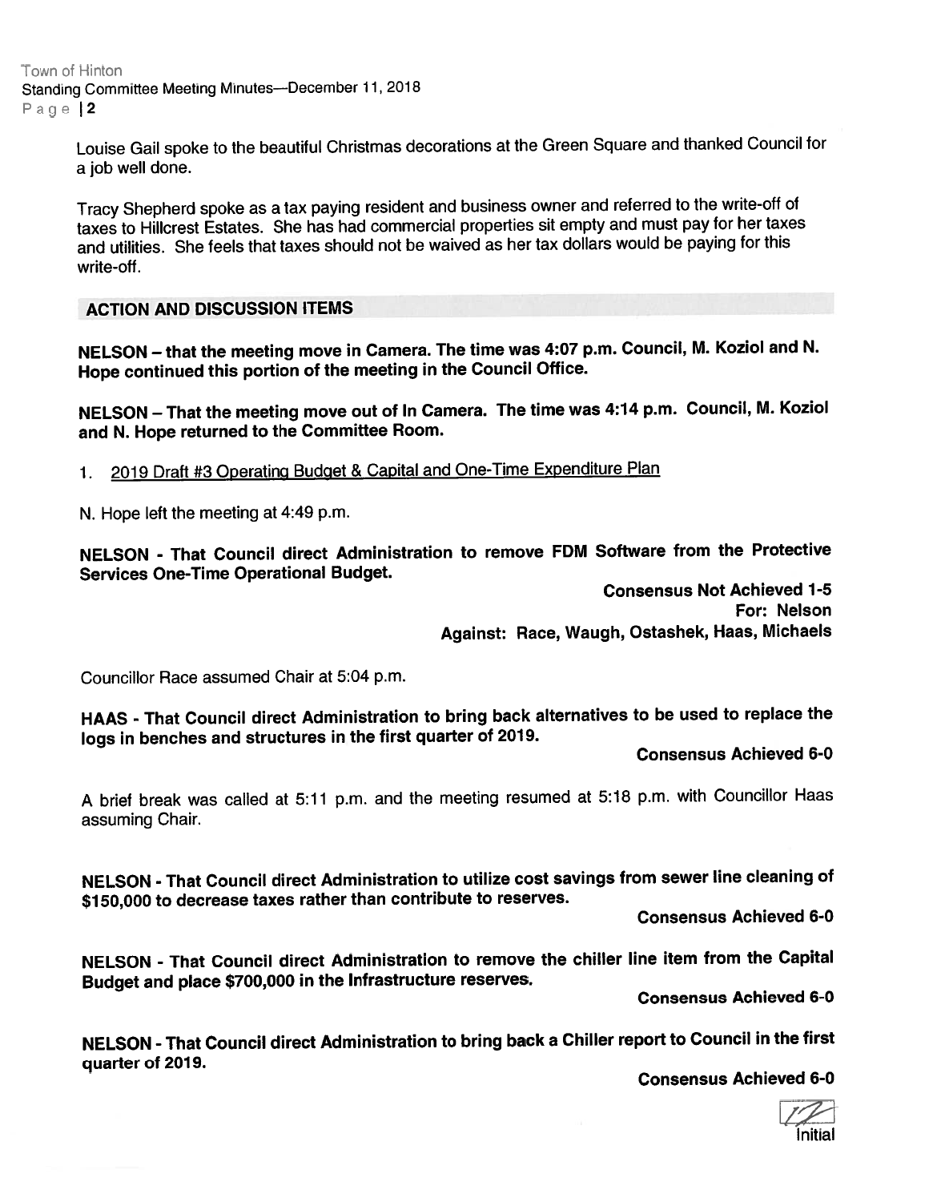Louise Gail spoke to the beautiful Christmas decorations at the Green Square and thanked Council for a job well done.

Tracy Shepherd spoke as a tax paying resident and business owner and referred to the write-off of taxes to Hillcrest Estates. She has had commercial properties sit empty and must pay for her taxes and utilities. She feels that taxes should not be waived as her tax dollars would be paying for this write-off.

## ACTION AND DISCUSSION ITEMS

**NELSON – that the meeting move in Camera. The time was 4:07 p.m. Council, M. Koziol and N. Hope continued this portion of the meeting in the Council Office.**

**NELSON – That the meeting move out of In Camera. The time was 4:14 p.m. Council, M. Koziol and N. Hope returned to the Committee Room.**

1. <u>2019 Draft #3 Operating Budget & Capital and One-Time Expenditure Plan</u>

N. Hope left the meeting at 4:49 p.m.

**NELSON - That Council direct Administration to remove FDM Software from the Protective Services One-Time Operational Budget.**

**Consensus Not Achieved 1-5**
**For: Nelson**
**Against: Race, Waugh, Ostashek, Haas, Michaels**

Councillor Race assumed Chair at 5:04 p.m.

**HAAS - That Council direct Administration to bring back alternatives to be used to replace the logs in benches and structures in the first quarter of 2019.**

**Consensus Achieved 6-0**

A brief break was called at 5:11 p.m. and the meeting resumed at 5:18 p.m. with Councillor Haas assuming Chair.

**NELSON - That Council direct Administration to utilize cost savings from sewer line cleaning of $150,000 to decrease taxes rather than contribute to reserves.**

**Consensus Achieved 6-0**

**NELSON - That Council direct Administration to remove the chiller line item from the Capital Budget and place $700,000 in the Infrastructure reserves.**

**Consensus Achieved 6-0**

**NELSON - That Council direct Administration to bring back a Chiller report to Council in the first quarter of 2019.**

**Consensus Achieved 6-0**

Initial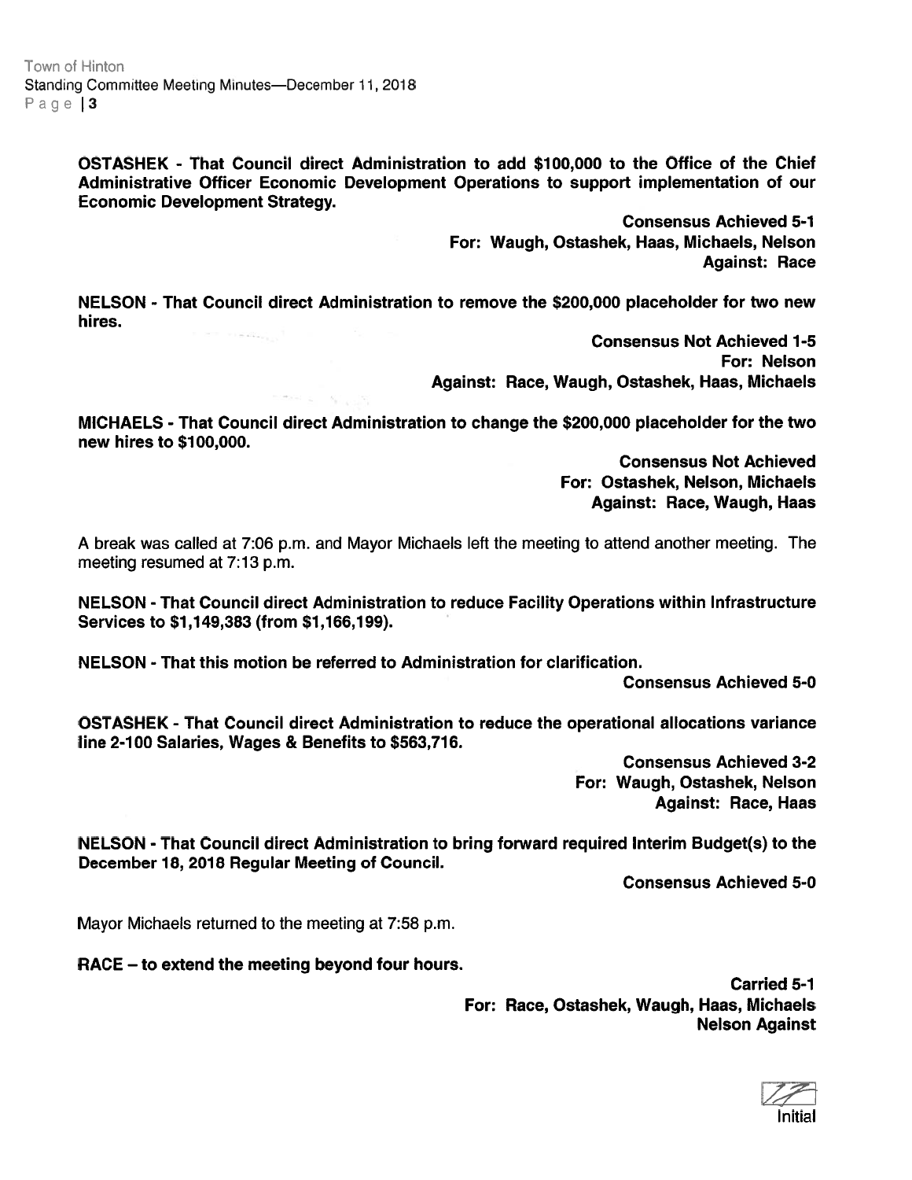**OSTASHEK - That Council direct Administration to add $100,000 to the Office of the Chief Administrative Officer Economic Development Operations to support implementation of our Economic Development Strategy.**

**Consensus Achieved 5-1**
**For: Waugh, Ostashek, Haas, Michaels, Nelson**
**Against: Race**

**NELSON - That Council direct Administration to remove the $200,000 placeholder for two new hires.**

**Consensus Not Achieved 1-5**
**For: Nelson**
**Against: Race, Waugh, Ostashek, Haas, Michaels**

**MICHAELS - That Council direct Administration to change the $200,000 placeholder for the two new hires to $100,000.**

**Consensus Not Achieved**
**For: Ostashek, Nelson, Michaels**
**Against: Race, Waugh, Haas**

A break was called at 7:06 p.m. and Mayor Michaels left the meeting to attend another meeting. The meeting resumed at 7:13 p.m.

**NELSON - That Council direct Administration to reduce Facility Operations within Infrastructure Services to $1,149,383 (from $1,166,199).**

**NELSON - That this motion be referred to Administration for clarification.**

**Consensus Achieved 5-0**

**OSTASHEK - That Council direct Administration to reduce the operational allocations variance line 2-100 Salaries, Wages & Benefits to $563,716.**

**Consensus Achieved 3-2**
**For: Waugh, Ostashek, Nelson**
**Against: Race, Haas**

**NELSON - That Council direct Administration to bring forward required Interim Budget(s) to the December 18, 2018 Regular Meeting of Council.**

**Consensus Achieved 5-0**

Mayor Michaels returned to the meeting at 7:58 p.m.

**RACE – to extend the meeting beyond four hours.**

**Carried 5-1**
**For: Race, Ostashek, Waugh, Haas, Michaels**
**Nelson Against**

Initial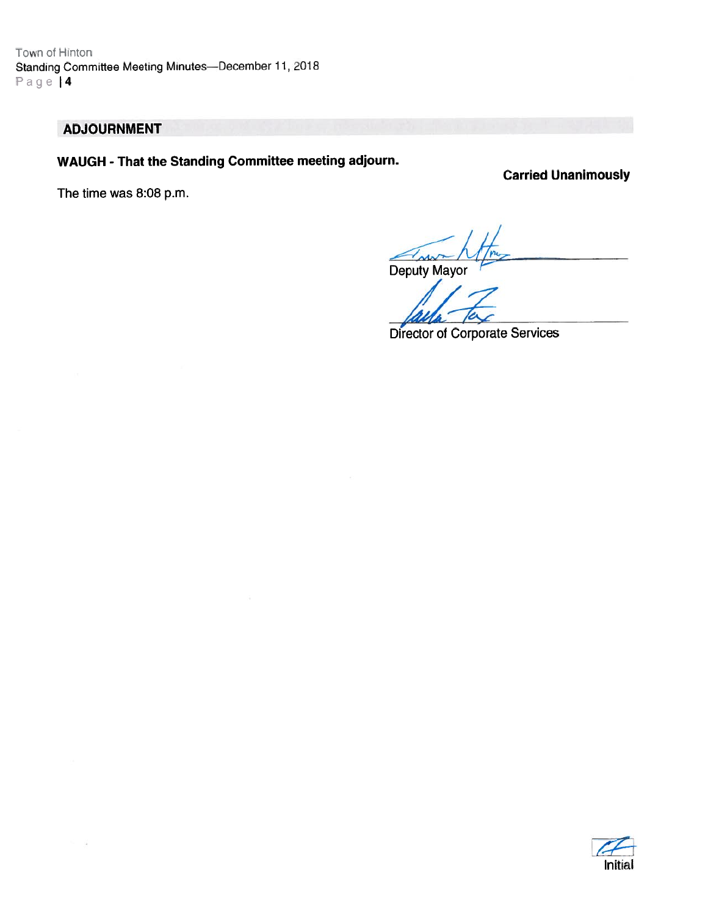## ADJOURNMENT

**WAUGH - That the Standing Committee meeting adjourn.**

**Carried Unanimously**

The time was 8:08 p.m.

Deputy Mayor

Director of Corporate Services

Initial